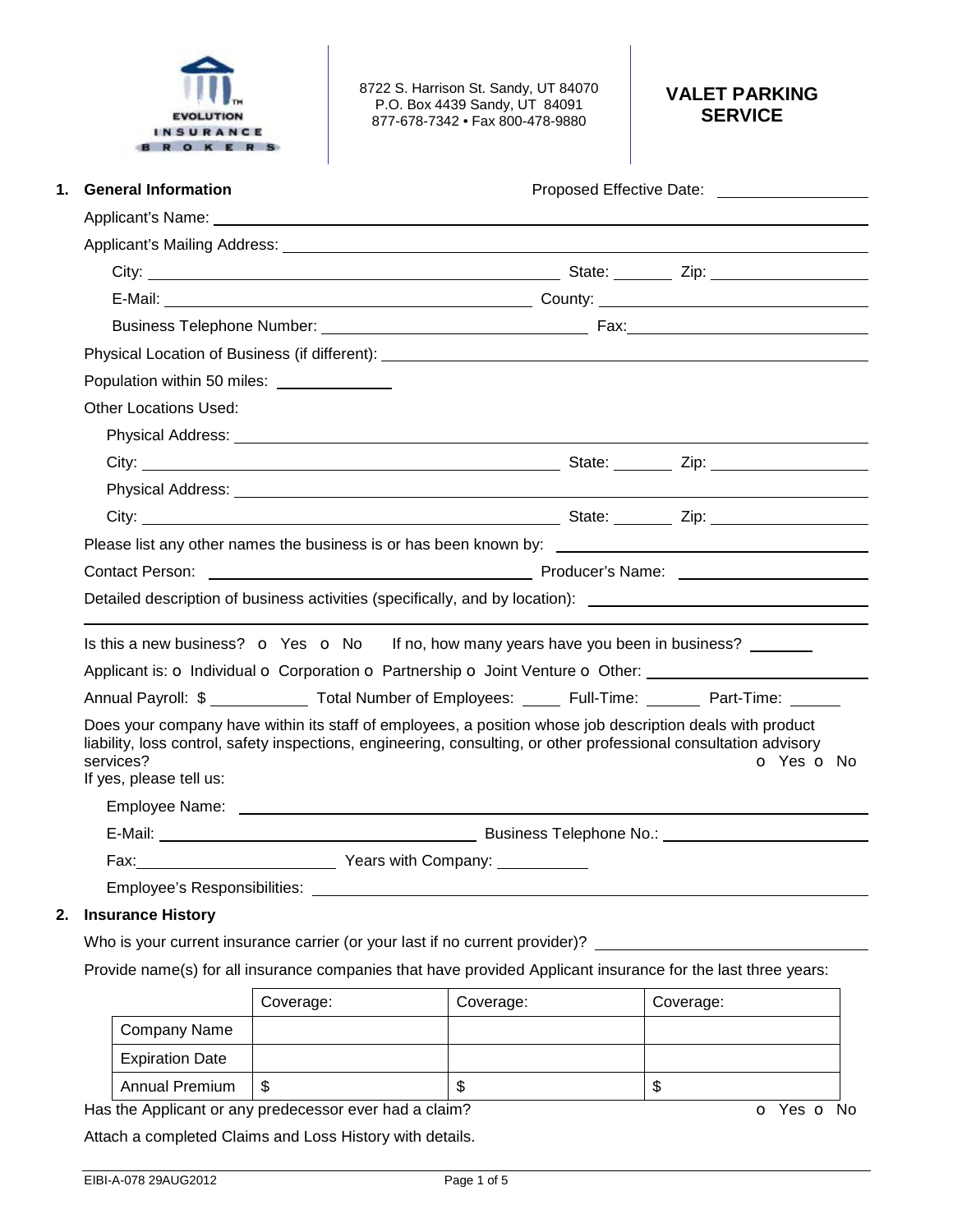EVOLUTION INSURANCE BROKERS

8722 S. Harrison St. Sandy, UT 84070
P.O. Box 4439 Sandy, UT 84091
877-678-7342 • Fax 800-478-9880

# VALET PARKING SERVICE

## 1. General Information

Proposed Effective Date: ______________

Applicant's Name: ______________

Applicant's Mailing Address: ______________

City: ______________ State: ______ Zip: ______________

E-Mail: ______________ County: ______________

Business Telephone Number: ______________ Fax: ______________

Physical Location of Business (if different): ______________

Population within 50 miles: ______________

Other Locations Used:

Physical Address: ______________

City: ______________ State: ______ Zip: ______________

Physical Address: ______________

City: ______________ State: ______ Zip: ______________

Please list any other names the business is or has been known by: ______________

Contact Person: ______________ Producer's Name: ______________

Detailed description of business activities (specifically, and by location): ______________

______________

Is this a new business? o Yes o No If no, how many years have you been in business? ______

Applicant is: o Individual o Corporation o Partnership o Joint Venture o Other: ______________

Annual Payroll: $ ______________ Total Number of Employees: ______ Full-Time: ______ Part-Time: ______

Does your company have within its staff of employees, a position whose job description deals with product liability, loss control, safety inspections, engineering, consulting, or other professional consultation advisory services? o Yes o No

If yes, please tell us:

Employee Name: ______________

E-Mail: ______________ Business Telephone No.: ______________

Fax: ______________ Years with Company: ______________

Employee's Responsibilities: ______________

## 2. Insurance History

Who is your current insurance carrier (or your last if no current provider)? ______________

Provide name(s) for all insurance companies that have provided Applicant insurance for the last three years:

| | Coverage: | Coverage: | Coverage: |
|---|---|---|---|
| Company Name | | | |
| Expiration Date | | | |
| Annual Premium | $ | $ | $ |

Has the Applicant or any predecessor ever had a claim? o Yes o No

Attach a completed Claims and Loss History with details.

EIBI-A-078 29AUG2012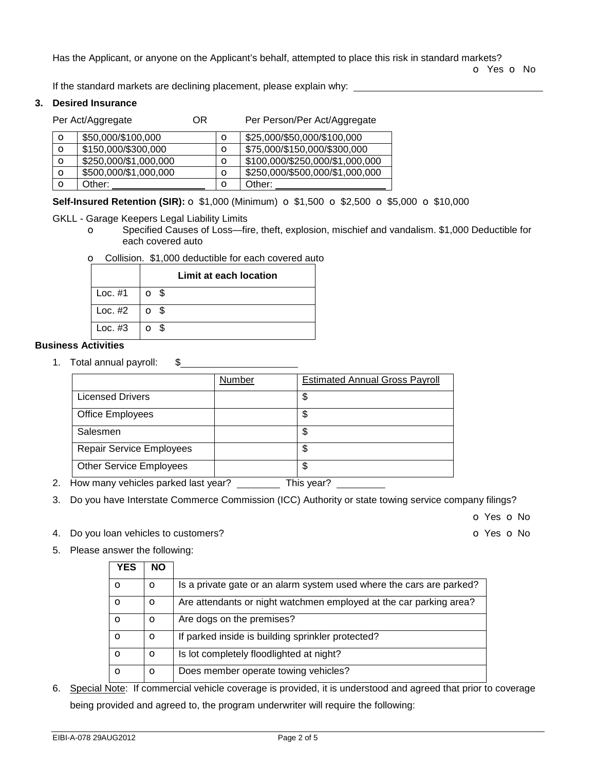Has the Applicant, or anyone on the Applicant's behalf, attempted to place this risk in standard markets?

o Yes o No

If the standard markets are declining placement, please explain why: ___________________________________

**3. Desired Insurance**

Per Act/Aggregate OR Per Person/Per Act/Aggregate

| | Per Act/Aggregate | | Per Person/Per Act/Aggregate |
|---|---|---|---|
| o | $50,000/$100,000 | o | $25,000/$50,000/$100,000 |
| o | $150,000/$300,000 | o | $75,000/$150,000/$300,000 |
| o | $250,000/$1,000,000 | o | $100,000/$250,000/$1,000,000 |
| o | $500,000/$1,000,000 | o | $250,000/$500,000/$1,000,000 |
| o | Other: ________________ | o | Other: ____________________ |

**Self-Insured Retention (SIR):** o $1,000 (Minimum) o $1,500 o $2,500 o $5,000 o $10,000

GKLL - Garage Keepers Legal Liability Limits

- o Specified Causes of Loss—fire, theft, explosion, mischief and vandalism. $1,000 Deductible for each covered auto
- o Collision. $1,000 deductible for each covered auto

| | Limit at each location |
|---|---|
| Loc. #1 | o $ |
| Loc. #2 | o $ |
| Loc. #3 | o $ |

**Business Activities**

1. Total annual payroll: $____________________

| | Number | Estimated Annual Gross Payroll |
|---|---|---|
| Licensed Drivers | | $ |
| Office Employees | | $ |
| Salesmen | | $ |
| Repair Service Employees | | $ |
| Other Service Employees | | $ |

2. How many vehicles parked last year? ________ This year? _________
3. Do you have Interstate Commerce Commission (ICC) Authority or state towing service company filings?

   o Yes o No
4. Do you loan vehicles to customers? o Yes o No
5. Please answer the following:

| YES | NO | |
|---|---|---|
| o | o | Is a private gate or an alarm system used where the cars are parked? |
| o | o | Are attendants or night watchmen employed at the car parking area? |
| o | o | Are dogs on the premises? |
| o | o | If parked inside is building sprinkler protected? |
| o | o | Is lot completely floodlighted at night? |
| o | o | Does member operate towing vehicles? |

6. Special Note: If commercial vehicle coverage is provided, it is understood and agreed that prior to coverage being provided and agreed to, the program underwriter will require the following:

EIBI-A-078 29AUG2012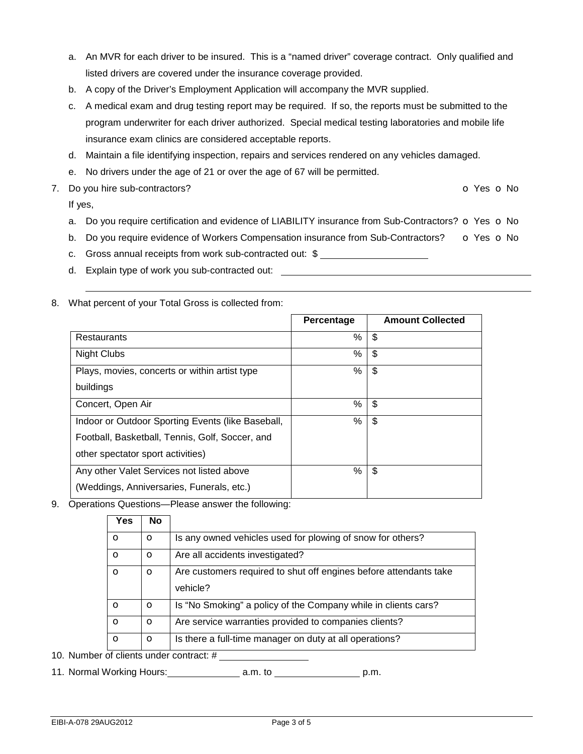a. An MVR for each driver to be insured. This is a "named driver" coverage contract. Only qualified and listed drivers are covered under the insurance coverage provided.
b. A copy of the Driver's Employment Application will accompany the MVR supplied.
c. A medical exam and drug testing report may be required. If so, the reports must be submitted to the program underwriter for each driver authorized. Special medical testing laboratories and mobile life insurance exam clinics are considered acceptable reports.
d. Maintain a file identifying inspection, repairs and services rendered on any vehicles damaged.
e. No drivers under the age of 21 or over the age of 67 will be permitted.

7. Do you hire sub-contractors? o Yes o No

   If yes,

   a. Do you require certification and evidence of LIABILITY insurance from Sub-Contractors? o Yes o No
   b. Do you require evidence of Workers Compensation insurance from Sub-Contractors? o Yes o No
   c. Gross annual receipts from work sub-contracted out: $ ____________________
   d. Explain type of work you sub-contracted out: ____________________________________________

   ________________________________________________________________________

8. What percent of your Total Gross is collected from:

| | Percentage | Amount Collected |
|---|---|---|
| Restaurants | % | $ |
| Night Clubs | % | $ |
| Plays, movies, concerts or within artist type buildings | % | $ |
| Concert, Open Air | % | $ |
| Indoor or Outdoor Sporting Events (like Baseball, Football, Basketball, Tennis, Golf, Soccer, and other spectator sport activities) | % | $ |
| Any other Valet Services not listed above (Weddings, Anniversaries, Funerals, etc.) | % | $ |

9. Operations Questions—Please answer the following:

| Yes | No | |
|---|---|---|
| o | o | Is any owned vehicles used for plowing of snow for others? |
| o | o | Are all accidents investigated? |
| o | o | Are customers required to shut off engines before attendants take vehicle? |
| o | o | Is "No Smoking" a policy of the Company while in clients cars? |
| o | o | Are service warranties provided to companies clients? |
| o | o | Is there a full-time manager on duty at all operations? |

10. Number of clients under contract: # ________________

11. Normal Working Hours: ______________ a.m. to ________________ p.m.

EIBI-A-078 29AUG2012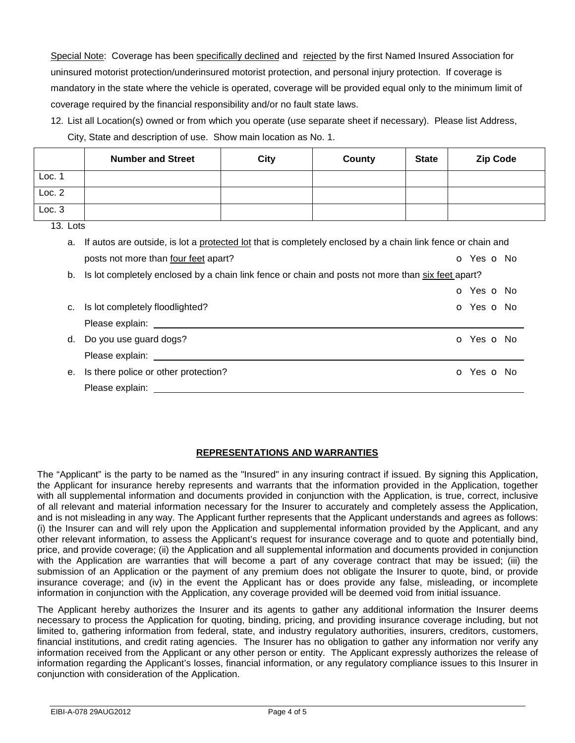<u>Special Note</u>: Coverage has been <u>specifically declined</u> and <u>rejected</u> by the first Named Insured Association for uninsured motorist protection/underinsured motorist protection, and personal injury protection. If coverage is mandatory in the state where the vehicle is operated, coverage will be provided equal only to the minimum limit of coverage required by the financial responsibility and/or no fault state laws.

12. List all Location(s) owned or from which you operate (use separate sheet if necessary). Please list Address, City, State and description of use. Show main location as No. 1.

| | Number and Street | City | County | State | Zip Code |
|---|---|---|---|---|---|
| Loc. 1 | | | | | |
| Loc. 2 | | | | | |
| Loc. 3 | | | | | |

13. Lots

a. If autos are outside, is lot a <u>protected lot</u> that is completely enclosed by a chain link fence or chain and posts not more than <u>four feet</u> apart? o Yes o No

b. Is lot completely enclosed by a chain link fence or chain and posts not more than <u>six feet</u> apart? o Yes o No

c. Is lot completely floodlighted? o Yes o No
Please explain: ______________________________

d. Do you use guard dogs? o Yes o No
Please explain: ______________________________

e. Is there police or other protection? o Yes o No
Please explain: ______________________________

## REPRESENTATIONS AND WARRANTIES

The "Applicant" is the party to be named as the "Insured" in any insuring contract if issued. By signing this Application, the Applicant for insurance hereby represents and warrants that the information provided in the Application, together with all supplemental information and documents provided in conjunction with the Application, is true, correct, inclusive of all relevant and material information necessary for the Insurer to accurately and completely assess the Application, and is not misleading in any way. The Applicant further represents that the Applicant understands and agrees as follows: (i) the Insurer can and will rely upon the Application and supplemental information provided by the Applicant, and any other relevant information, to assess the Applicant's request for insurance coverage and to quote and potentially bind, price, and provide coverage; (ii) the Application and all supplemental information and documents provided in conjunction with the Application are warranties that will become a part of any coverage contract that may be issued; (iii) the submission of an Application or the payment of any premium does not obligate the Insurer to quote, bind, or provide insurance coverage; and (iv) in the event the Applicant has or does provide any false, misleading, or incomplete information in conjunction with the Application, any coverage provided will be deemed void from initial issuance.

The Applicant hereby authorizes the Insurer and its agents to gather any additional information the Insurer deems necessary to process the Application for quoting, binding, pricing, and providing insurance coverage including, but not limited to, gathering information from federal, state, and industry regulatory authorities, insurers, creditors, customers, financial institutions, and credit rating agencies. The Insurer has no obligation to gather any information nor verify any information received from the Applicant or any other person or entity. The Applicant expressly authorizes the release of information regarding the Applicant's losses, financial information, or any regulatory compliance issues to this Insurer in conjunction with consideration of the Application.

EIBI-A-078 29AUG2012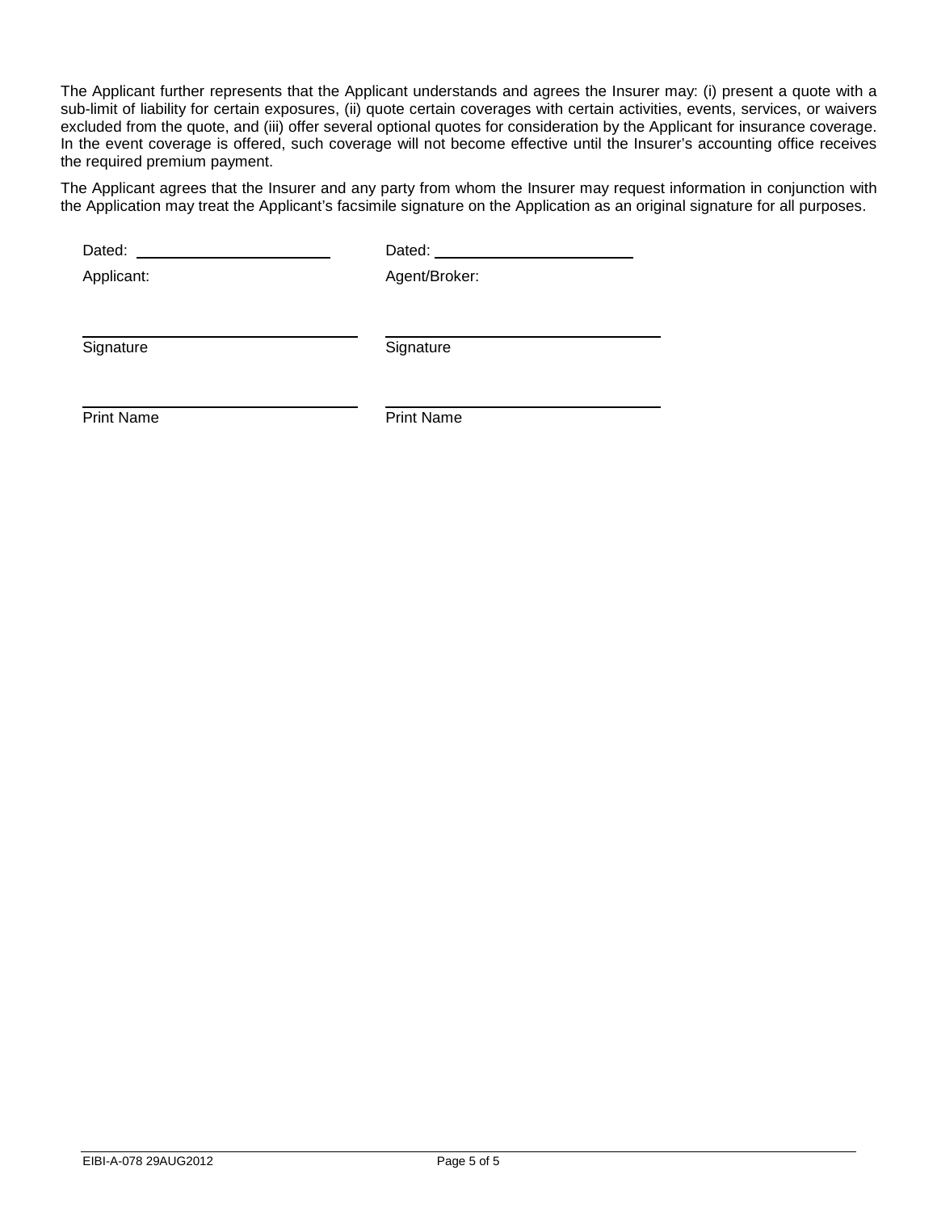The Applicant further represents that the Applicant understands and agrees the Insurer may: (i) present a quote with a sub-limit of liability for certain exposures, (ii) quote certain coverages with certain activities, events, services, or waivers excluded from the quote, and (iii) offer several optional quotes for consideration by the Applicant for insurance coverage. In the event coverage is offered, such coverage will not become effective until the Insurer's accounting office receives the required premium payment.

The Applicant agrees that the Insurer and any party from whom the Insurer may request information in conjunction with the Application may treat the Applicant's facsimile signature on the Application as an original signature for all purposes.

| | |
|---|---|
| Dated: ______________________ | Dated: ______________________ |
| Applicant: | Agent/Broker: |
| ______________________________ | ______________________________ |
| Signature | Signature |
| ______________________________ | ______________________________ |
| Print Name | Print Name |

EIBI-A-078 29AUG2012